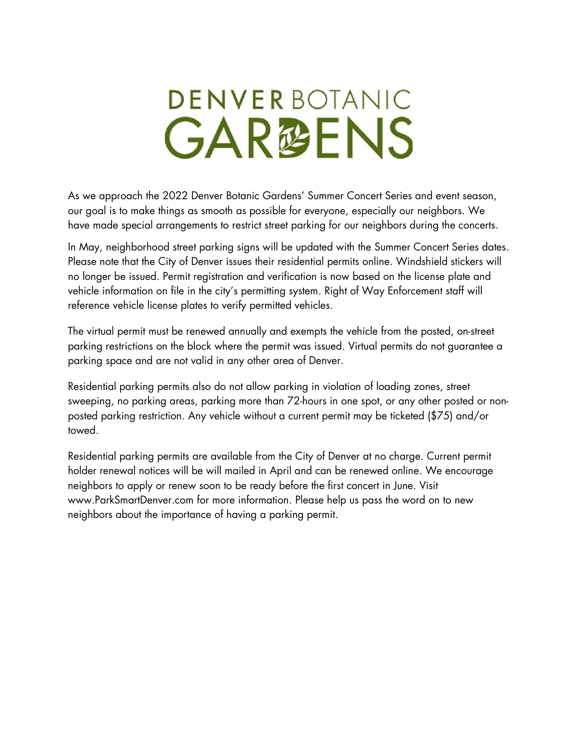# DENVER BOTANIC GARDENS

As we approach the 2022 Denver Botanic Gardens' Summer Concert Series and event season, our goal is to make things as smooth as possible for everyone, especially our neighbors. We have made special arrangements to restrict street parking for our neighbors during the concerts.

In May, neighborhood street parking signs will be updated with the Summer Concert Series dates. Please note that the City of Denver issues their residential permits online. Windshield stickers will no longer be issued. Permit registration and verification is now based on the license plate and vehicle information on file in the city's permitting system. Right of Way Enforcement staff will reference vehicle license plates to verify permitted vehicles.

The virtual permit must be renewed annually and exempts the vehicle from the posted, on-street parking restrictions on the block where the permit was issued. Virtual permits do not guarantee a parking space and are not valid in any other area of Denver.

Residential parking permits also do not allow parking in violation of loading zones, street sweeping, no parking areas, parking more than 72-hours in one spot, or any other posted or non-posted parking restriction. Any vehicle without a current permit may be ticketed ($75) and/or towed.

Residential parking permits are available from the City of Denver at no charge. Current permit holder renewal notices will be will mailed in April and can be renewed online. We encourage neighbors to apply or renew soon to be ready before the first concert in June. Visit www.ParkSmartDenver.com for more information. Please help us pass the word on to new neighbors about the importance of having a parking permit.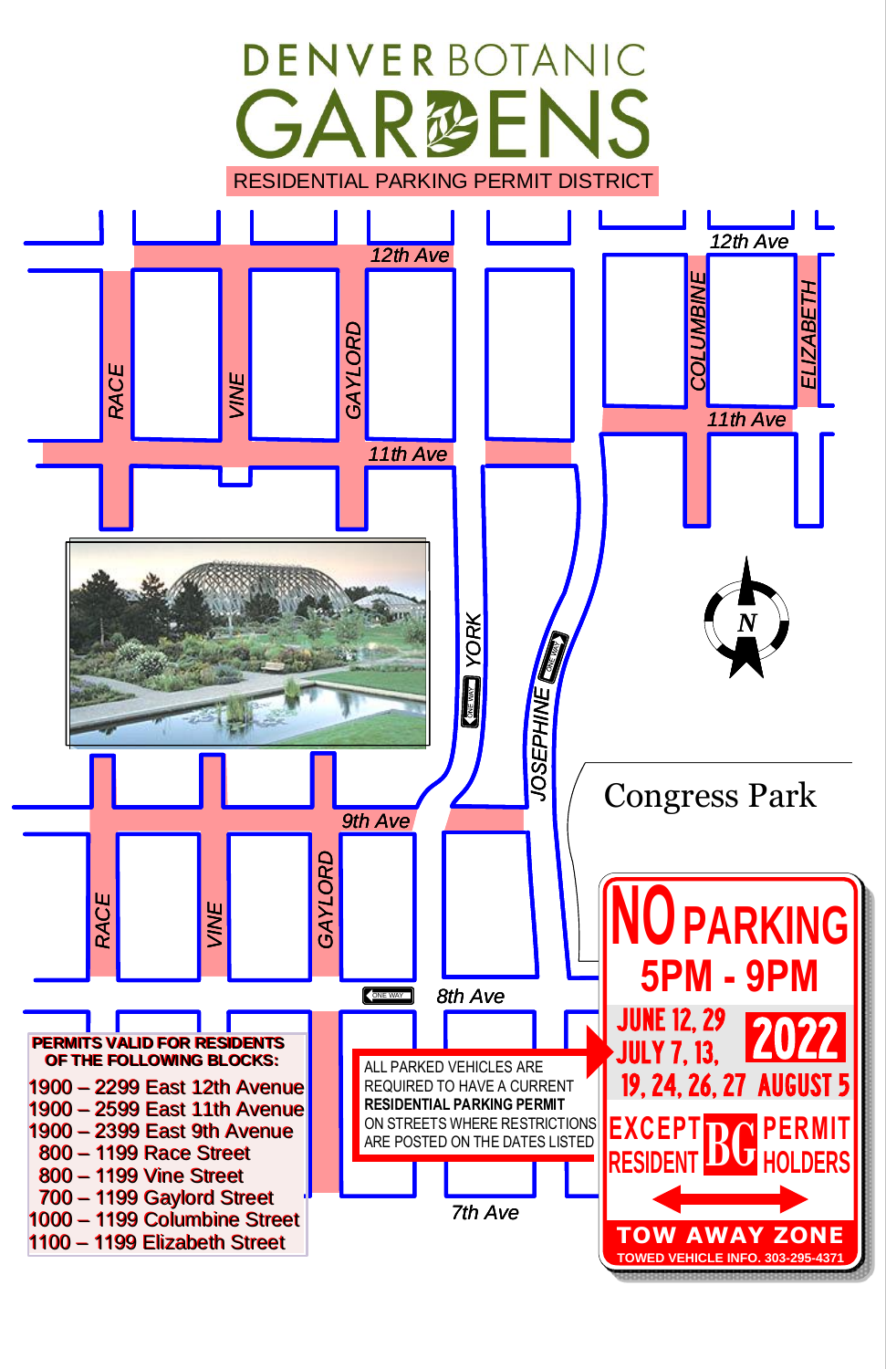# DENVER BOTANIC GARDENS

## RESIDENTIAL PARKING PERMIT DISTRICT

12th Ave

RACE

VINE

GAYLORD

11th Ave

YORK

JOSEPHINE

COLUMBINE

ELIZABETH

12th Ave

11th Ave

N

Congress Park

9th Ave

RACE

VINE

GAYLORD

8th Ave

7th Ave

ONE WAY

**PERMITS VALID FOR RESIDENTS OF THE FOLLOWING BLOCKS:**

- 1900 – 2299 East 12th Avenue
- 1900 – 2599 East 11th Avenue
- 1900 – 2399 East 9th Avenue
- 800 – 1199 Race Street
- 800 – 1199 Vine Street
- 700 – 1199 Gaylord Street
- 1000 – 1199 Columbine Street
- 1100 – 1199 Elizabeth Street

ALL PARKED VEHICLES ARE REQUIRED TO HAVE A CURRENT **RESIDENTIAL PARKING PERMIT** ON STREETS WHERE RESTRICTIONS ARE POSTED ON THE DATES LISTED

# NO PARKING

## 5PM - 9PM

**JUNE 12, 29**
**JULY 7, 13, 19, 24, 26, 27**
**AUGUST 5**

**2022**

**EXCEPT RESIDENT BG PERMIT HOLDERS**

**TOW AWAY ZONE**

TOWED VEHICLE INFO. 303-295-4371